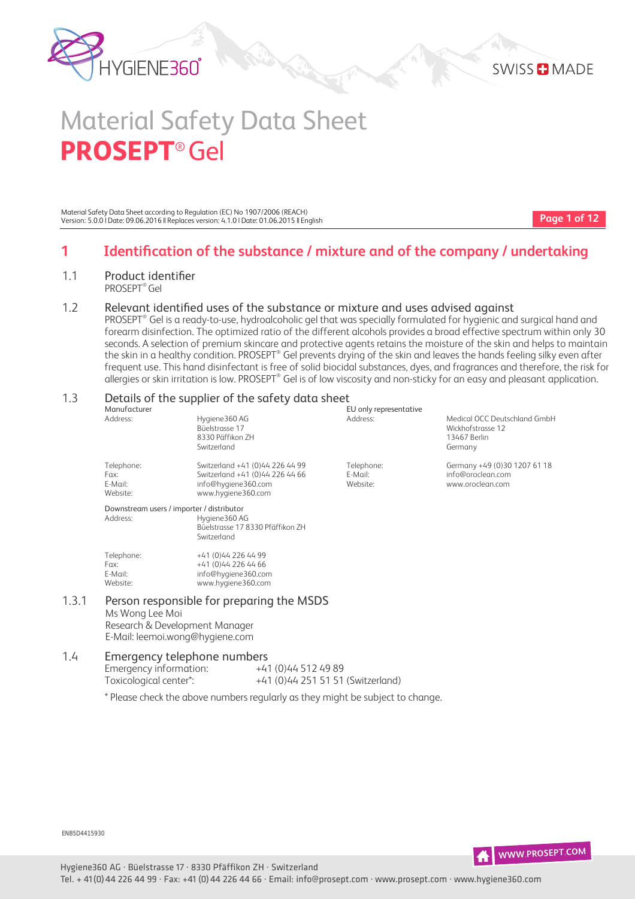# Material Safety Data Sheet
# **PROSEPT**® Gel

Material Safety Data Sheet according to Regulation (EC) No 1907/2006 (REACH)
Version: 5.0.0 | Date: 09.06.2016 || Replaces version: 4.1.0 | Date: 01.06.2015 || English

## 1 Identification of the substance / mixture and of the company / undertaking

### 1.1 Product identifier

PROSEPT® Gel

### 1.2 Relevant identified uses of the substance or mixture and uses advised against

PROSEPT® Gel is a ready-to-use, hydroalcoholic gel that was specially formulated for hygienic and surgical hand and forearm disinfection. The optimized ratio of the different alcohols provides a broad effective spectrum within only 30 seconds. A selection of premium skincare and protective agents retains the moisture of the skin and helps to maintain the skin in a healthy condition. PROSEPT® Gel prevents drying of the skin and leaves the hands feeling silky even after frequent use. This hand disinfectant is free of solid biocidal substances, dyes, and fragrances and therefore, the risk for allergies or skin irritation is low. PROSEPT® Gel is of low viscosity and non-sticky for an easy and pleasant application.

### 1.3 Details of the supplier of the safety data sheet

**Manufacturer**

| | |
|---|---|
| Address: | Hygiene360 AG<br>Büelstrasse 17<br>8330 Päffikon ZH<br>Switzerland |
| Telephone: | Switzerland +41 (0)44 226 44 99 |
| Fax: | Switzerland +41 (0)44 226 44 66 |
| E-Mail: | info@hygiene360.com |
| Website: | www.hygiene360.com |

**EU only representative**

| | |
|---|---|
| Address: | Medical OCC Deutschland GmbH<br>Wickhofstrasse 12<br>13467 Berlin<br>Germany |
| Telephone: | Germany +49 (0)30 1207 61 18 |
| E-Mail: | info@oroclean.com |
| Website: | www.oroclean.com |

**Downstream users / importer / distributor**

| | |
|---|---|
| Address: | Hygiene360 AG<br>Büelstrasse 17 8330 Pfäffikon ZH<br>Switzerland |
| Telephone: | +41 (0)44 226 44 99 |
| Fax: | +41 (0)44 226 44 66 |
| E-Mail: | info@hygiene360.com |
| Website: | www.hygiene360.com |

#### 1.3.1 Person responsible for preparing the MSDS

Ms Wong Lee Moi
Research & Development Manager
E-Mail: leemoi.wong@hygiene.com

### 1.4 Emergency telephone numbers

| | |
|---|---|
| Emergency information: | +41 (0)44 512 49 89 |
| Toxicological center*: | +41 (0)44 251 51 51 (Switzerland) |

\* Please check the above numbers regularly as they might be subject to change.

ENB5D4415930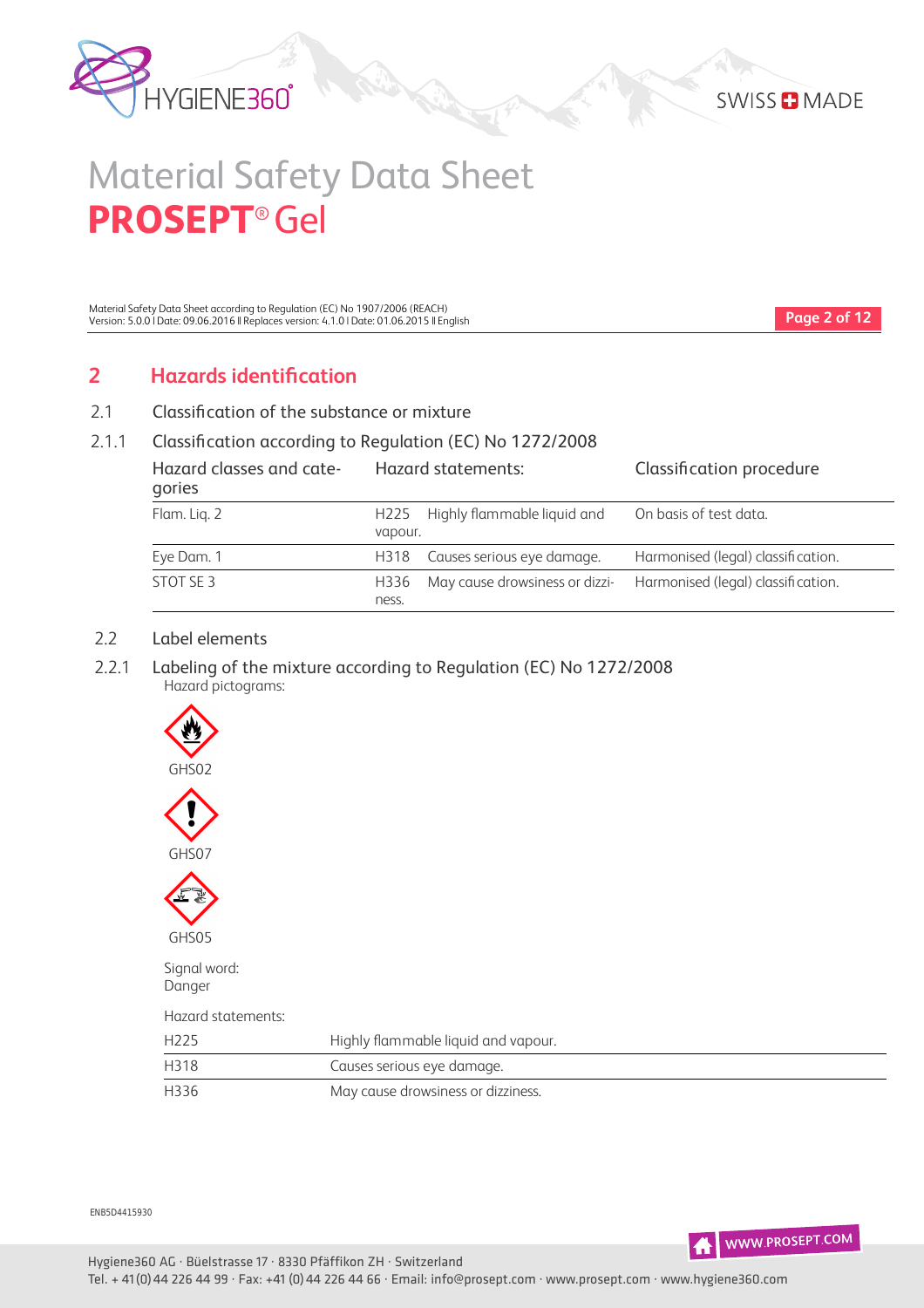## 2 Hazards identification

### 2.1 Classification of the substance or mixture

#### 2.1.1 Classification according to Regulation (EC) No 1272/2008

| Hazard classes and categories | Hazard statements: | Classification procedure |
|---|---|---|
| Flam. Liq. 2 | H225 Highly flammable liquid and vapour. | On basis of test data. |
| Eye Dam. 1 | H318 Causes serious eye damage. | Harmonised (legal) classification. |
| STOT SE 3 | H336 May cause drowsiness or dizziness. | Harmonised (legal) classification. |

### 2.2 Label elements

#### 2.2.1 Labeling of the mixture according to Regulation (EC) No 1272/2008

Hazard pictograms:

GHS02

GHS07

GHS05

Signal word:
Danger

Hazard statements:

| | |
|---|---|
| H225 | Highly flammable liquid and vapour. |
| H318 | Causes serious eye damage. |
| H336 | May cause drowsiness or dizziness. |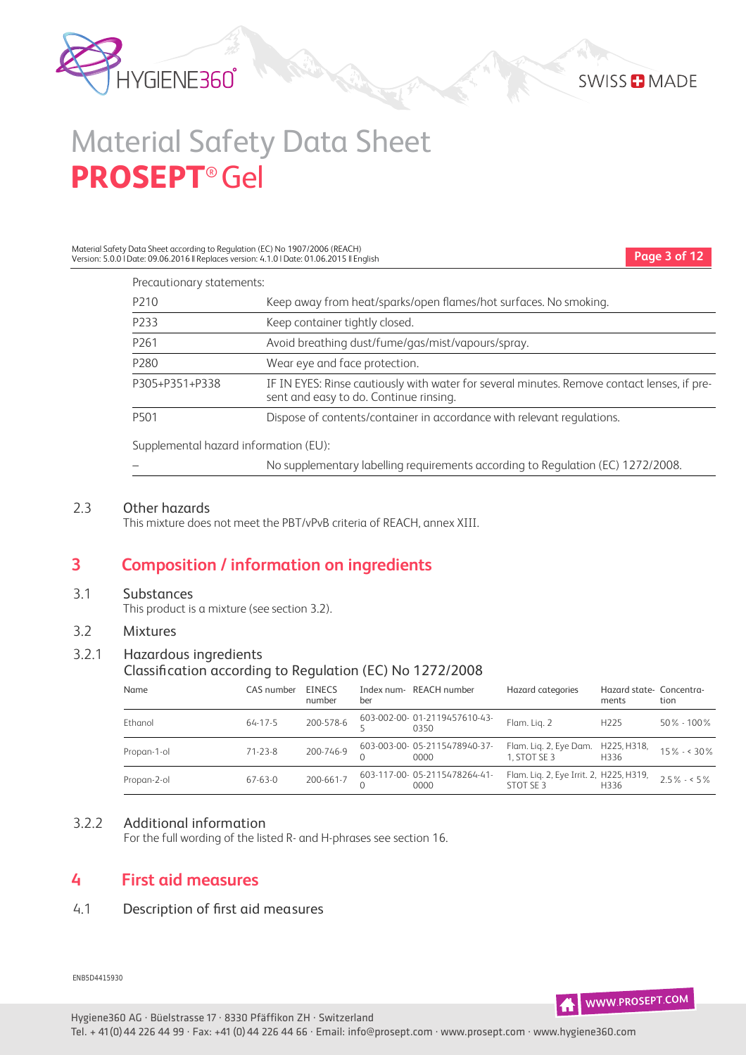Precautionary statements:

| | |
|---|---|
| P210 | Keep away from heat/sparks/open flames/hot surfaces. No smoking. |
| P233 | Keep container tightly closed. |
| P261 | Avoid breathing dust/fume/gas/mist/vapours/spray. |
| P280 | Wear eye and face protection. |
| P305+P351+P338 | IF IN EYES: Rinse cautiously with water for several minutes. Remove contact lenses, if present and easy to do. Continue rinsing. |
| P501 | Dispose of contents/container in accordance with relevant regulations. |

Supplemental hazard information (EU):

| | |
|---|---|
| – | No supplementary labelling requirements according to Regulation (EC) 1272/2008. |

### 2.3 Other hazards

This mixture does not meet the PBT/vPvB criteria of REACH, annex XIII.

## 3 Composition / information on ingredients

### 3.1 Substances

This product is a mixture (see section 3.2).

### 3.2 Mixtures

### 3.2.1 Hazardous ingredients

Classification according to Regulation (EC) No 1272/2008

| Name | CAS number | EINECS number | Index number | REACH number | Hazard categories | Hazard statements | Concentration |
|---|---|---|---|---|---|---|---|
| Ethanol | 64-17-5 | 200-578-6 | 603-002-00-5 | 01-2119457610-43-0350 | Flam. Liq. 2 | H225 | 50% - 100% |
| Propan-1-ol | 71-23-8 | 200-746-9 | 603-003-00-0 | 05-2115478940-37-0000 | Flam. Liq. 2, Eye Dam. 1, STOT SE 3 | H225, H318, H336 | 15% - < 30% |
| Propan-2-ol | 67-63-0 | 200-661-7 | 603-117-00-0 | 05-2115478264-41-0000 | Flam. Liq. 2, Eye Irrit. 2, STOT SE 3 | H225, H319, H336 | 2.5% - < 5% |

### 3.2.2 Additional information

For the full wording of the listed R- and H-phrases see section 16.

## 4 First aid measures

### 4.1 Description of first aid measures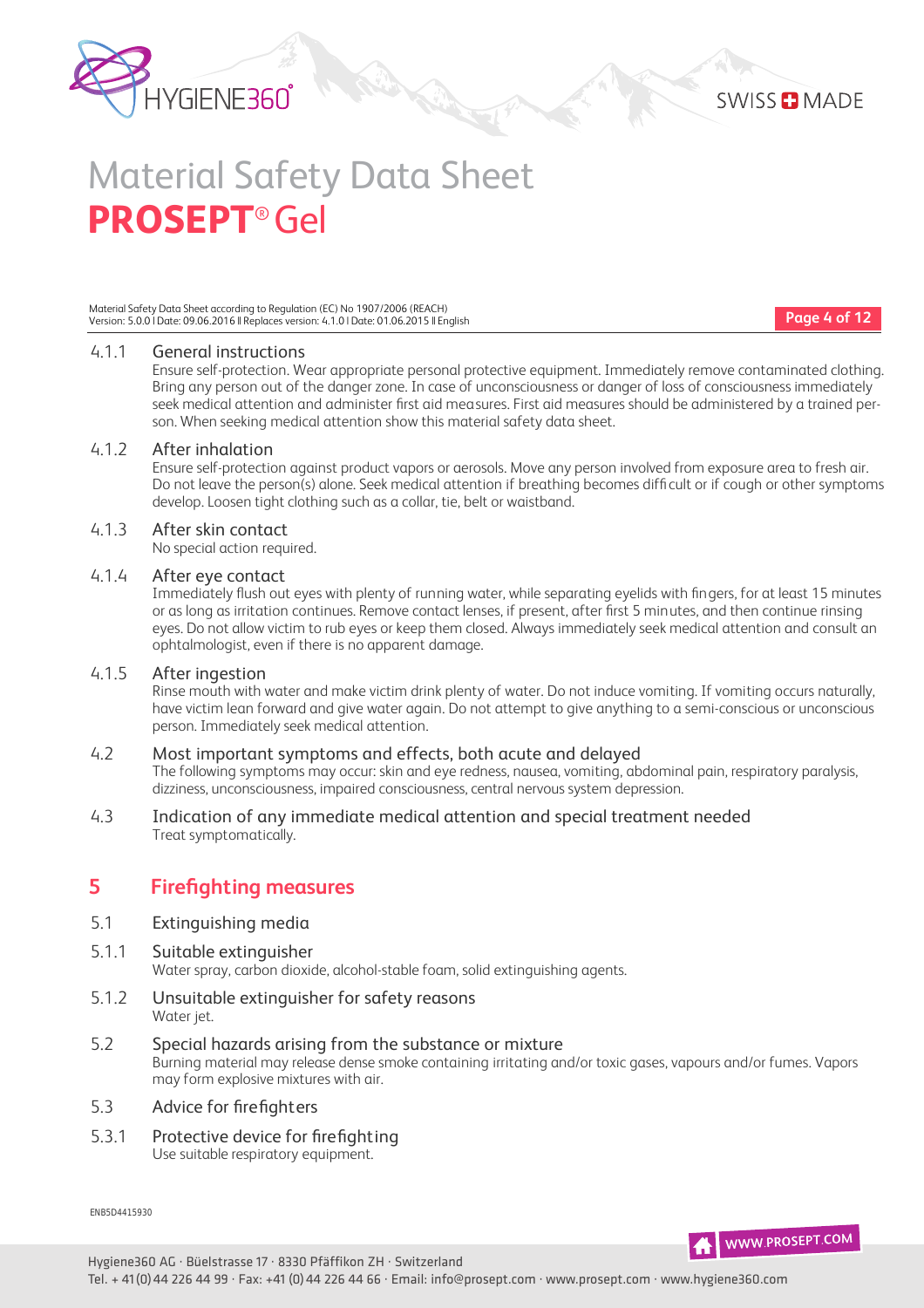#### 4.1.1 General instructions

Ensure self-protection. Wear appropriate personal protective equipment. Immediately remove contaminated clothing. Bring any person out of the danger zone. In case of unconsciousness or danger of loss of consciousness immediately seek medical attention and administer first aid measures. First aid measures should be administered by a trained person. When seeking medical attention show this material safety data sheet.

#### 4.1.2 After inhalation

Ensure self-protection against product vapors or aerosols. Move any person involved from exposure area to fresh air. Do not leave the person(s) alone. Seek medical attention if breathing becomes difficult or if cough or other symptoms develop. Loosen tight clothing such as a collar, tie, belt or waistband.

#### 4.1.3 After skin contact

No special action required.

#### 4.1.4 After eye contact

Immediately flush out eyes with plenty of running water, while separating eyelids with fingers, for at least 15 minutes or as long as irritation continues. Remove contact lenses, if present, after first 5 minutes, and then continue rinsing eyes. Do not allow victim to rub eyes or keep them closed. Always immediately seek medical attention and consult an ophtalmologist, even if there is no apparent damage.

#### 4.1.5 After ingestion

Rinse mouth with water and make victim drink plenty of water. Do not induce vomiting. If vomiting occurs naturally, have victim lean forward and give water again. Do not attempt to give anything to a semi-conscious or unconscious person. Immediately seek medical attention.

### 4.2 Most important symptoms and effects, both acute and delayed

The following symptoms may occur: skin and eye redness, nausea, vomiting, abdominal pain, respiratory paralysis, dizziness, unconsciousness, impaired consciousness, central nervous system depression.

### 4.3 Indication of any immediate medical attention and special treatment needed

Treat symptomatically.

## 5 Firefighting measures

### 5.1 Extinguishing media

#### 5.1.1 Suitable extinguisher

Water spray, carbon dioxide, alcohol-stable foam, solid extinguishing agents.

#### 5.1.2 Unsuitable extinguisher for safety reasons

Water jet.

### 5.2 Special hazards arising from the substance or mixture

Burning material may release dense smoke containing irritating and/or toxic gases, vapours and/or fumes. Vapors may form explosive mixtures with air.

### 5.3 Advice for firefighters

#### 5.3.1 Protective device for firefighting

Use suitable respiratory equipment.

ENB5D4415930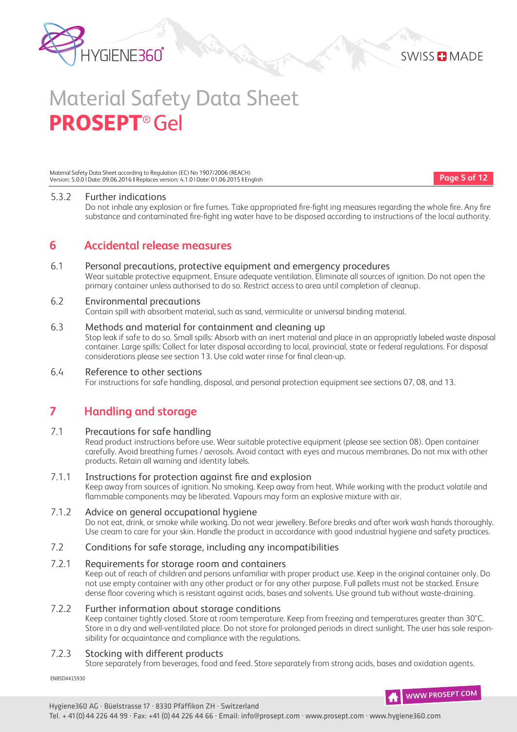### 5.3.2 Further indications

Do not inhale any explosion or fire fumes. Take appropriated fire-fight ing measures regarding the whole fire. Any fire substance and contaminated fire-fight ing water have to be disposed according to instructions of the local authority.

## 6 Accidental release measures

### 6.1 Personal precautions, protective equipment and emergency procedures

Wear suitable protective equipment. Ensure adequate ventilation. Eliminate all sources of ignition. Do not open the primary container unless authorised to do so. Restrict access to area until completion of cleanup.

### 6.2 Environmental precautions

Contain spill with absorbent material, such as sand, vermiculite or universal binding material.

### 6.3 Methods and material for containment and cleaning up

Stop leak if safe to do so. Small spills: Absorb with an inert material and place in an appropriatly labeled waste disposal container. Large spills: Collect for later disposal according to local, provincial, state or federal regulations. For disposal considerations please see section 13. Use cold water rinse for final clean-up.

### 6.4 Reference to other sections

For instructions for safe handling, disposal, and personal protection equipment see sections 07, 08, and 13.

## 7 Handling and storage

### 7.1 Precautions for safe handling

Read product instructions before use. Wear suitable protective equipment (please see section 08). Open container carefully. Avoid breathing fumes / aerosols. Avoid contact with eyes and mucous membranes. Do not mix with other products. Retain all warning and identity labels.

### 7.1.1 Instructions for protection against fire and explosion

Keep away from sources of ignition. No smoking. Keep away from heat. While working with the product volatile and flammable components may be liberated. Vapours may form an explosive mixture with air.

### 7.1.2 Advice on general occupational hygiene

Do not eat, drink, or smoke while working. Do not wear jewellery. Before breaks and after work wash hands thoroughly. Use cream to care for your skin. Handle the product in accordance with good industrial hygiene and safety practices.

### 7.2 Conditions for safe storage, including any incompatibilities

### 7.2.1 Requirements for storage room and containers

Keep out of reach of children and persons unfamiliar with proper product use. Keep in the original container only. Do not use empty container with any other product or for any other purpose. Full pallets must not be stacked. Ensure dense floor covering which is resistant against acids, bases and solvents. Use ground tub without waste-draining.

### 7.2.2 Further information about storage conditions

Keep container tightly closed. Store at room temperature. Keep from freezing and temperatures greater than 30°C. Store in a dry and well-ventilated place. Do not store for prolonged periods in direct sunlight. The user has sole responsibility for acquaintance and compliance with the regulations.

### 7.2.3 Stocking with different products

Store separately from beverages, food and feed. Store separately from strong acids, bases and oxidation agents.

ENB5D4415930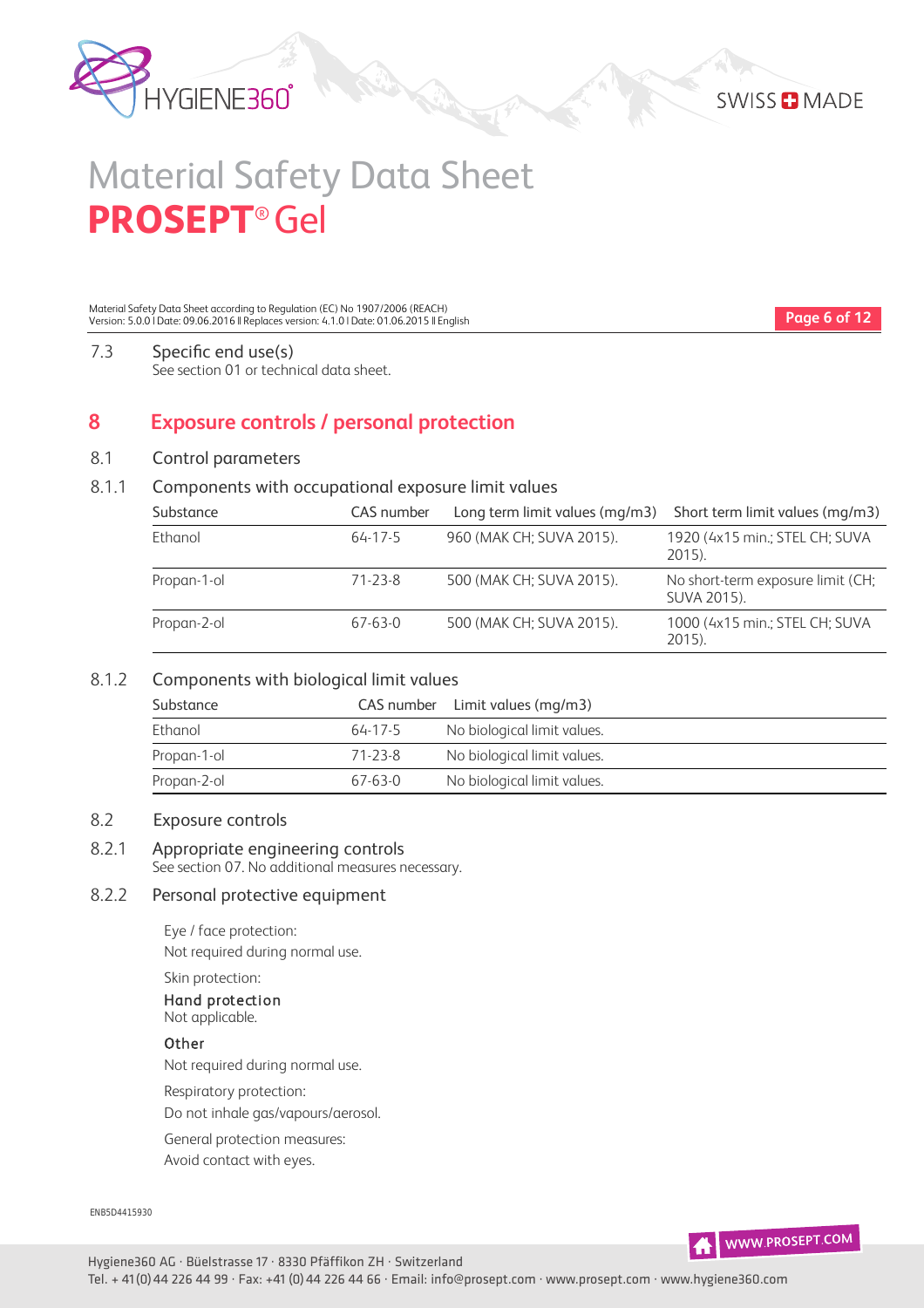### 7.3 Specific end use(s)

See section 01 or technical data sheet.

## 8 Exposure controls / personal protection

### 8.1 Control parameters

#### 8.1.1 Components with occupational exposure limit values

| Substance | CAS number | Long term limit values (mg/m3) | Short term limit values (mg/m3) |
|---|---|---|---|
| Ethanol | 64-17-5 | 960 (MAK CH; SUVA 2015). | 1920 (4x15 min.; STEL CH; SUVA 2015). |
| Propan-1-ol | 71-23-8 | 500 (MAK CH; SUVA 2015). | No short-term exposure limit (CH; SUVA 2015). |
| Propan-2-ol | 67-63-0 | 500 (MAK CH; SUVA 2015). | 1000 (4x15 min.; STEL CH; SUVA 2015). |

#### 8.1.2 Components with biological limit values

| Substance | CAS number | Limit values (mg/m3) |
|---|---|---|
| Ethanol | 64-17-5 | No biological limit values. |
| Propan-1-ol | 71-23-8 | No biological limit values. |
| Propan-2-ol | 67-63-0 | No biological limit values. |

### 8.2 Exposure controls

#### 8.2.1 Appropriate engineering controls

See section 07. No additional measures necessary.

#### 8.2.2 Personal protective equipment

Eye / face protection:
Not required during normal use.

Skin protection:

Hand protection
Not applicable.

Other
Not required during normal use.

Respiratory protection:
Do not inhale gas/vapours/aerosol.

General protection measures:
Avoid contact with eyes.

ENB5D4415930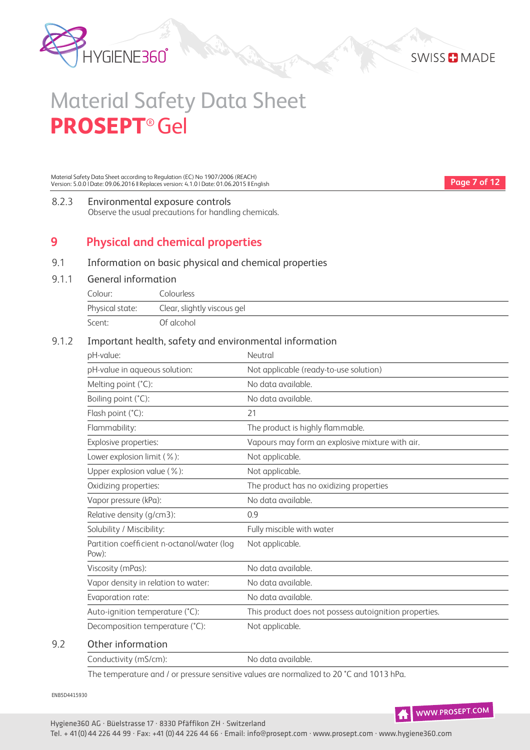#### 8.2.3 Environmental exposure controls

Observe the usual precautions for handling chemicals.

## 9 Physical and chemical properties

### 9.1 Information on basic physical and chemical properties

#### 9.1.1 General information

| | |
|---|---|
| Colour: | Colourless |
| Physical state: | Clear, slightly viscous gel |
| Scent: | Of alcohol |

#### 9.1.2 Important health, safety and environmental information

| | |
|---|---|
| pH-value: | Neutral |
| pH-value in aqueous solution: | Not applicable (ready-to-use solution) |
| Melting point (°C): | No data available. |
| Boiling point (°C): | No data available. |
| Flash point (°C): | 21 |
| Flammability: | The product is highly flammable. |
| Explosive properties: | Vapours may form an explosive mixture with air. |
| Lower explosion limit (%): | Not applicable. |
| Upper explosion value (%): | Not applicable. |
| Oxidizing properties: | The product has no oxidizing properties |
| Vapor pressure (kPa): | No data available. |
| Relative density (g/cm3): | 0.9 |
| Solubility / Miscibility: | Fully miscible with water |
| Partition coefficient n-octanol/water (log Pow): | Not applicable. |
| Viscosity (mPas): | No data available. |
| Vapor density in relation to water: | No data available. |
| Evaporation rate: | No data available. |
| Auto-ignition temperature (°C): | This product does not possess autoignition properties. |
| Decomposition temperature (°C): | Not applicable. |

### 9.2 Other information

| | |
|---|---|
| Conductivity (mS/cm): | No data available. |

The temperature and / or pressure sensitive values are normalized to 20 °C and 1013 hPa.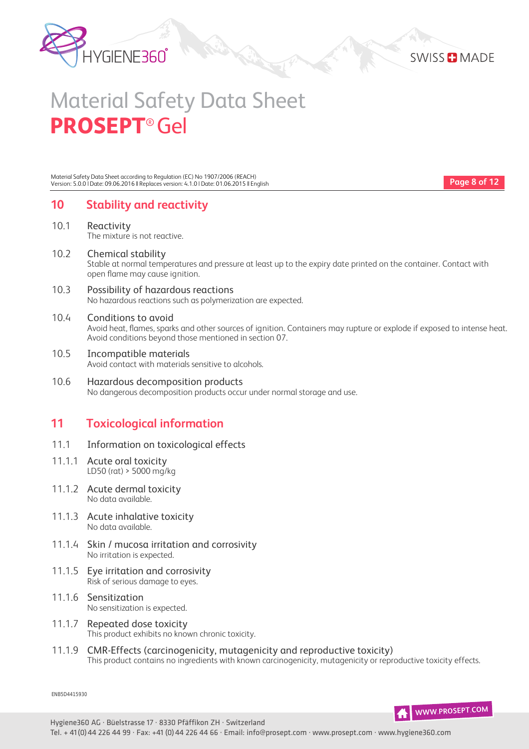## 10 Stability and reactivity

### 10.1 Reactivity

The mixture is not reactive.

### 10.2 Chemical stability

Stable at normal temperatures and pressure at least up to the expiry date printed on the container. Contact with open flame may cause ignition.

### 10.3 Possibility of hazardous reactions

No hazardous reactions such as polymerization are expected.

### 10.4 Conditions to avoid

Avoid heat, flames, sparks and other sources of ignition. Containers may rupture or explode if exposed to intense heat. Avoid conditions beyond those mentioned in section 07.

### 10.5 Incompatible materials

Avoid contact with materials sensitive to alcohols.

### 10.6 Hazardous decomposition products

No dangerous decomposition products occur under normal storage and use.

## 11 Toxicological information

### 11.1 Information on toxicological effects

#### 11.1.1 Acute oral toxicity

LD50 (rat) > 5000 mg/kg

#### 11.1.2 Acute dermal toxicity

No data available.

#### 11.1.3 Acute inhalative toxicity

No data available.

#### 11.1.4 Skin / mucosa irritation and corrosivity

No irritation is expected.

#### 11.1.5 Eye irritation and corrosivity

Risk of serious damage to eyes.

#### 11.1.6 Sensitization

No sensitization is expected.

#### 11.1.7 Repeated dose toxicity

This product exhibits no known chronic toxicity.

#### 11.1.9 CMR-Effects (carcinogenicity, mutagenicity and reproductive toxicity)

This product contains no ingredients with known carcinogenicity, mutagenicity or reproductive toxicity effects.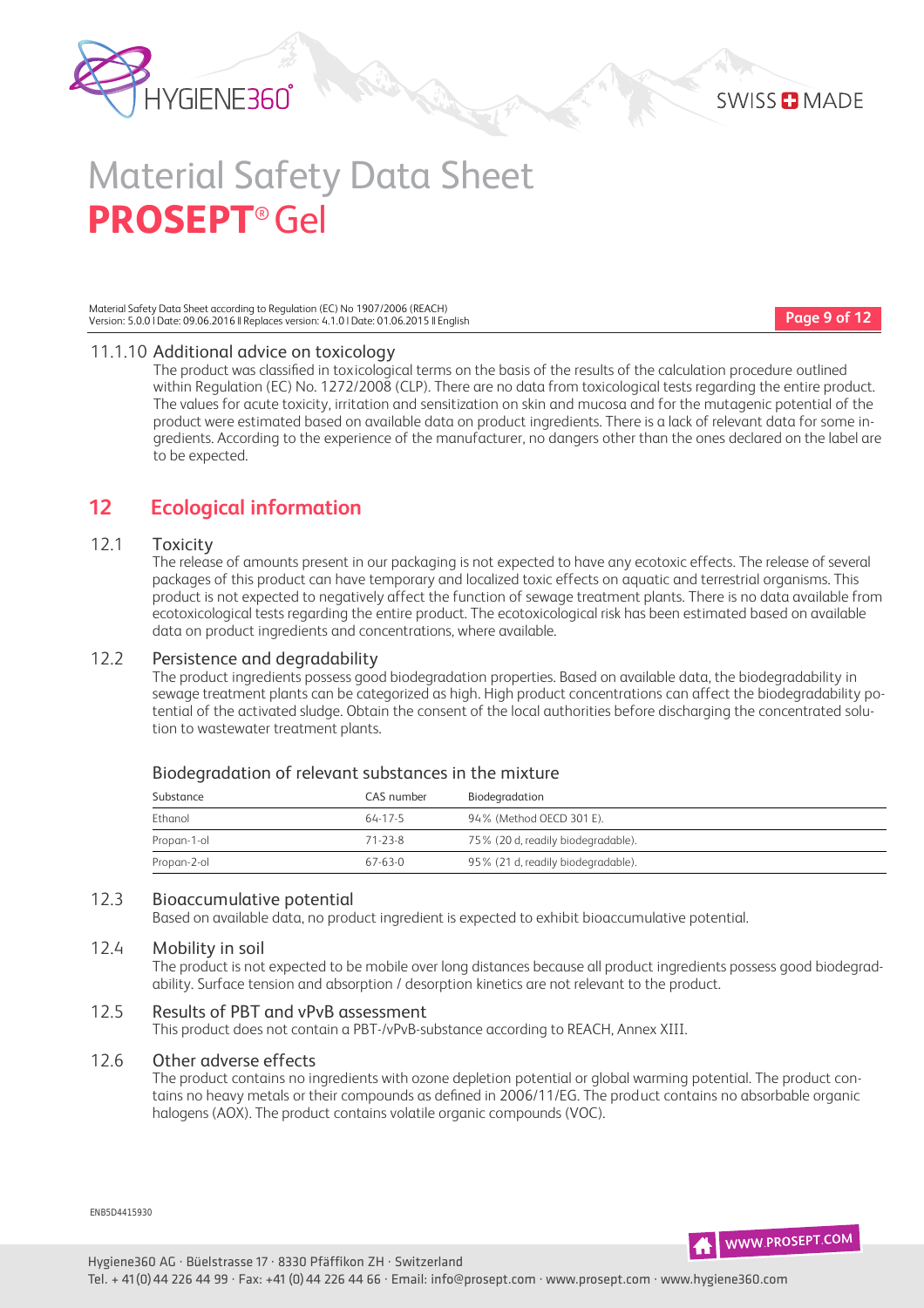### 11.1.10 Additional advice on toxicology

The product was classified in toxicological terms on the basis of the results of the calculation procedure outlined within Regulation (EC) No. 1272/2008 (CLP). There are no data from toxicological tests regarding the entire product. The values for acute toxicity, irritation and sensitization on skin and mucosa and for the mutagenic potential of the product were estimated based on available data on product ingredients. There is a lack of relevant data for some ingredients. According to the experience of the manufacturer, no dangers other than the ones declared on the label are to be expected.

## 12 Ecological information

### 12.1 Toxicity

The release of amounts present in our packaging is not expected to have any ecotoxic effects. The release of several packages of this product can have temporary and localized toxic effects on aquatic and terrestrial organisms. This product is not expected to negatively affect the function of sewage treatment plants. There is no data available from ecotoxicological tests regarding the entire product. The ecotoxicological risk has been estimated based on available data on product ingredients and concentrations, where available.

### 12.2 Persistence and degradability

The product ingredients possess good biodegradation properties. Based on available data, the biodegradability in sewage treatment plants can be categorized as high. High product concentrations can affect the biodegradability potential of the activated sludge. Obtain the consent of the local authorities before discharging the concentrated solution to wastewater treatment plants.

#### Biodegradation of relevant substances in the mixture

| Substance | CAS number | Biodegradation |
|---|---|---|
| Ethanol | 64-17-5 | 94% (Method OECD 301 E). |
| Propan-1-ol | 71-23-8 | 75% (20 d, readily biodegradable). |
| Propan-2-ol | 67-63-0 | 95% (21 d, readily biodegradable). |

### 12.3 Bioaccumulative potential

Based on available data, no product ingredient is expected to exhibit bioaccumulative potential.

### 12.4 Mobility in soil

The product is not expected to be mobile over long distances because all product ingredients possess good biodegradability. Surface tension and absorption / desorption kinetics are not relevant to the product.

### 12.5 Results of PBT and vPvB assessment

This product does not contain a PBT-/vPvB-substance according to REACH, Annex XIII.

### 12.6 Other adverse effects

The product contains no ingredients with ozone depletion potential or global warming potential. The product contains no heavy metals or their compounds as defined in 2006/11/EG. The product contains no absorbable organic halogens (AOX). The product contains volatile organic compounds (VOC).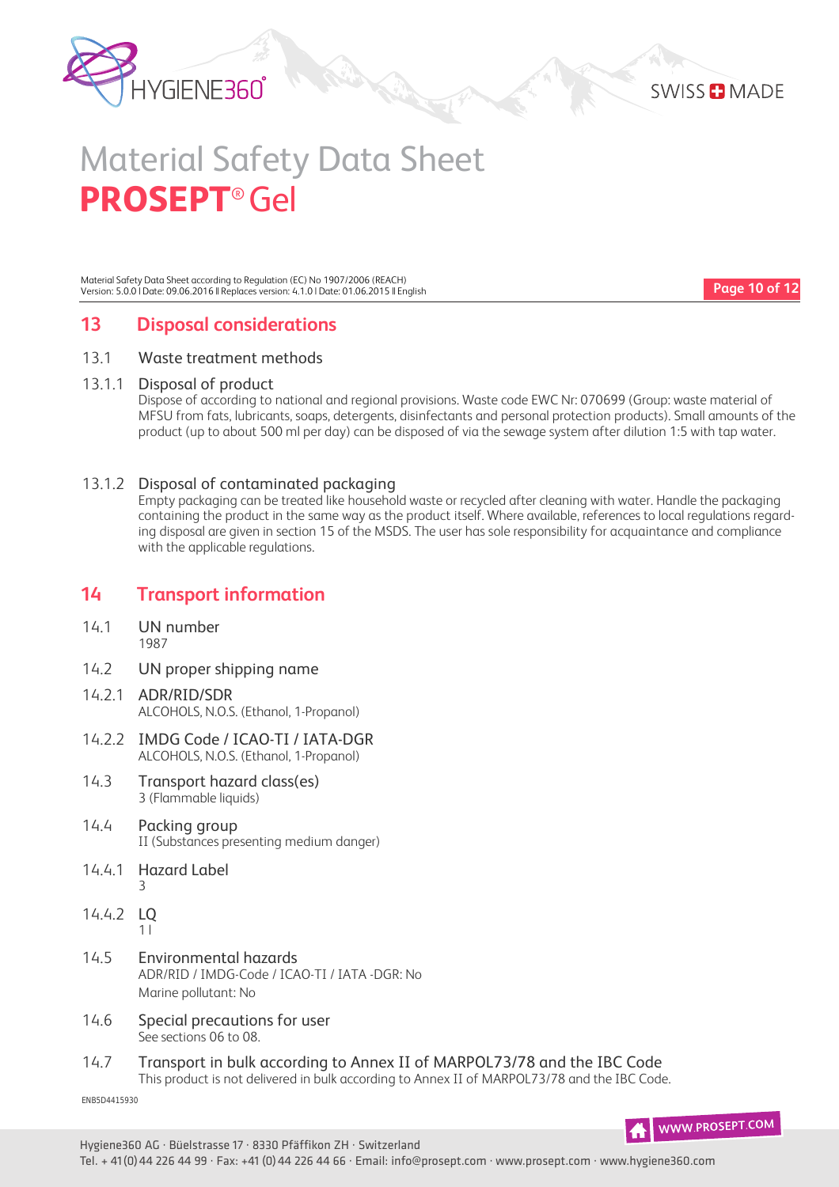## 13 Disposal considerations

### 13.1 Waste treatment methods

#### 13.1.1 Disposal of product

Dispose of according to national and regional provisions. Waste code EWC Nr: 070699 (Group: waste material of MFSU from fats, lubricants, soaps, detergents, disinfectants and personal protection products). Small amounts of the product (up to about 500 ml per day) can be disposed of via the sewage system after dilution 1:5 with tap water.

#### 13.1.2 Disposal of contaminated packaging

Empty packaging can be treated like household waste or recycled after cleaning with water. Handle the packaging containing the product in the same way as the product itself. Where available, references to local regulations regarding disposal are given in section 15 of the MSDS. The user has sole responsibility for acquaintance and compliance with the applicable regulations.

## 14 Transport information

### 14.1 UN number

1987

### 14.2 UN proper shipping name

#### 14.2.1 ADR/RID/SDR

ALCOHOLS, N.O.S. (Ethanol, 1-Propanol)

#### 14.2.2 IMDG Code / ICAO-TI / IATA-DGR

ALCOHOLS, N.O.S. (Ethanol, 1-Propanol)

### 14.3 Transport hazard class(es)

3 (Flammable liquids)

### 14.4 Packing group

II (Substances presenting medium danger)

#### 14.4.1 Hazard Label

3

#### 14.4.2 LQ

1 l

### 14.5 Environmental hazards

ADR/RID / IMDG-Code / ICAO-TI / IATA -DGR: No

Marine pollutant: No

### 14.6 Special precautions for user

See sections 06 to 08.

### 14.7 Transport in bulk according to Annex II of MARPOL73/78 and the IBC Code

This product is not delivered in bulk according to Annex II of MARPOL73/78 and the IBC Code.

ENB5D4415930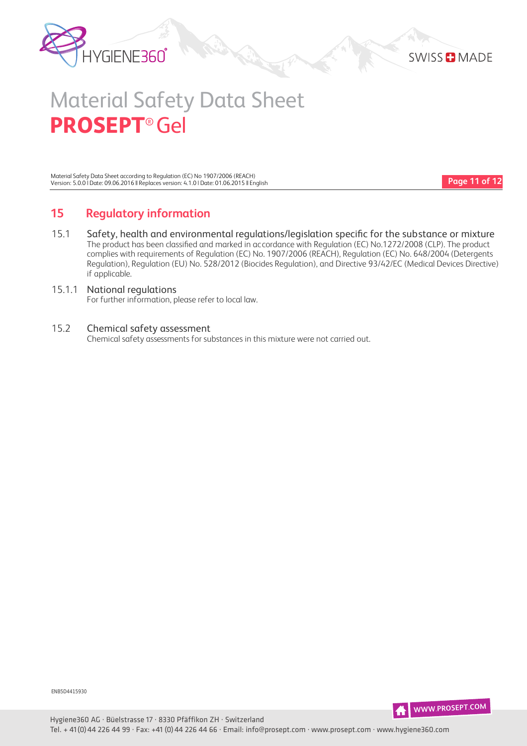## 15 Regulatory information

### 15.1 Safety, health and environmental regulations/legislation specific for the substance or mixture

The product has been classified and marked in accordance with Regulation (EC) No.1272/2008 (CLP). The product complies with requirements of Regulation (EC) No. 1907/2006 (REACH), Regulation (EC) No. 648/2004 (Detergents Regulation), Regulation (EU) No. 528/2012 (Biocides Regulation), and Directive 93/42/EC (Medical Devices Directive) if applicable.

#### 15.1.1 National regulations

For further information, please refer to local law.

### 15.2 Chemical safety assessment

Chemical safety assessments for substances in this mixture were not carried out.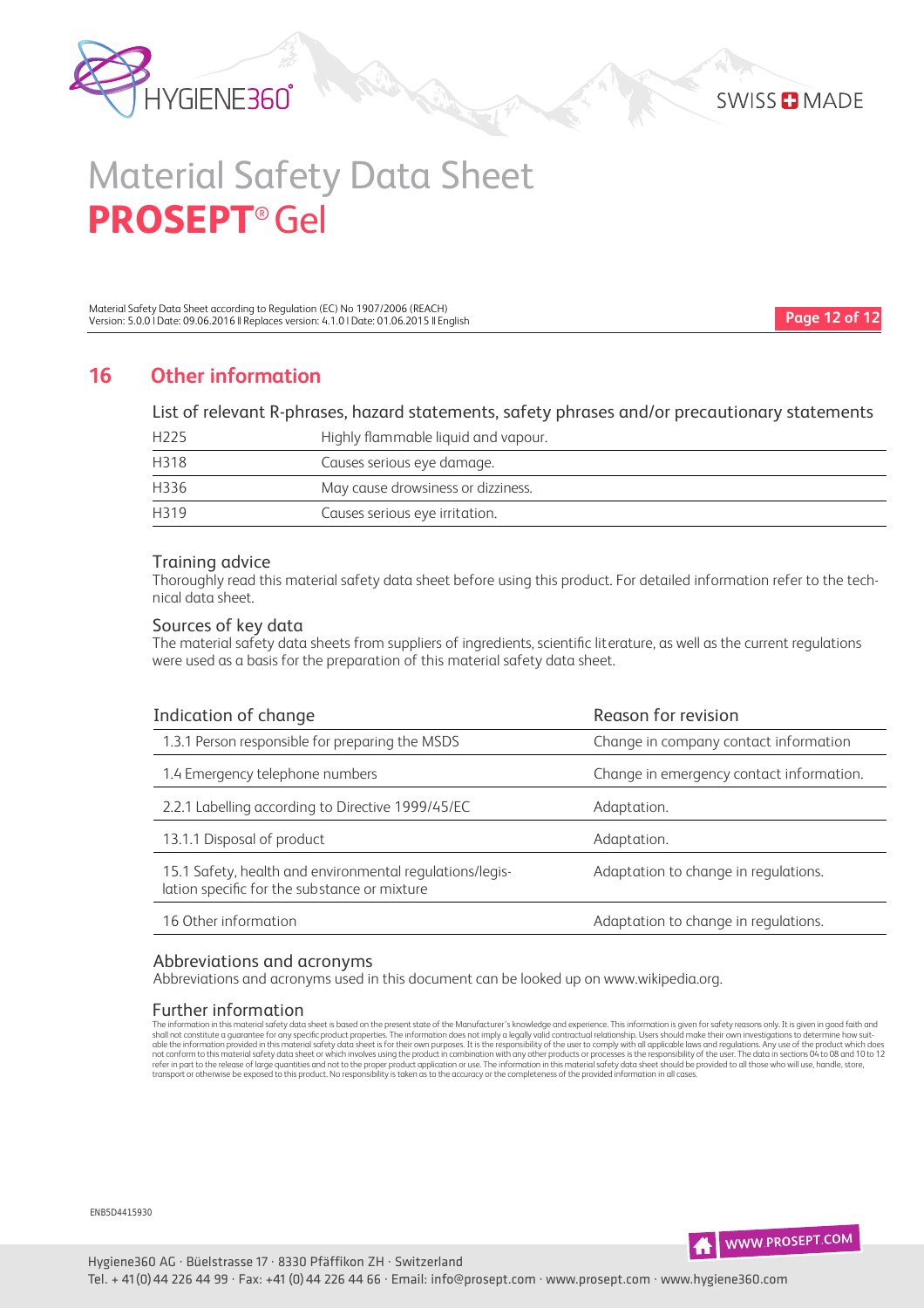## 16 Other information

### List of relevant R-phrases, hazard statements, safety phrases and/or precautionary statements

| | |
|---|---|
| H225 | Highly flammable liquid and vapour. |
| H318 | Causes serious eye damage. |
| H336 | May cause drowsiness or dizziness. |
| H319 | Causes serious eye irritation. |

### Training advice

Thoroughly read this material safety data sheet before using this product. For detailed information refer to the technical data sheet.

### Sources of key data

The material safety data sheets from suppliers of ingredients, scientific literature, as well as the current regulations were used as a basis for the preparation of this material safety data sheet.

| Indication of change | Reason for revision |
|---|---|
| 1.3.1 Person responsible for preparing the MSDS | Change in company contact information |
| 1.4 Emergency telephone numbers | Change in emergency contact information. |
| 2.2.1 Labelling according to Directive 1999/45/EC | Adaptation. |
| 13.1.1 Disposal of product | Adaptation. |
| 15.1 Safety, health and environmental regulations/legislation specific for the substance or mixture | Adaptation to change in regulations. |
| 16 Other information | Adaptation to change in regulations. |

### Abbreviations and acronyms

Abbreviations and acronyms used in this document can be looked up on www.wikipedia.org.

### Further information

The information in this material safety data sheet is based on the present state of the Manufacturer's knowledge and experience. This information is given for safety reasons only. It is given in good faith and shall not constitute a guarantee for any specific product properties. The information does not imply a legally valid contractual relationship. Users should make their own investigations to determine how suitable the information provided in this material safety data sheet is for their own purposes. It is the responsibility of the user to comply with all applicable laws and regulations. Any use of the product which does not conform to this material safety data sheet or which involves using the product in combination with any other products or processes is the responsibility of the user. The data in sections 04 to 08 and 10 to 12 refer in part to the release of large quantities and not to the proper product application or use. The information in this material safety data sheet should be provided to all those who will use, handle, store, transport or otherwise be exposed to this product. No responsibility is taken as to the accuracy or the completeness of the provided information in all cases.

ENB5D4415930